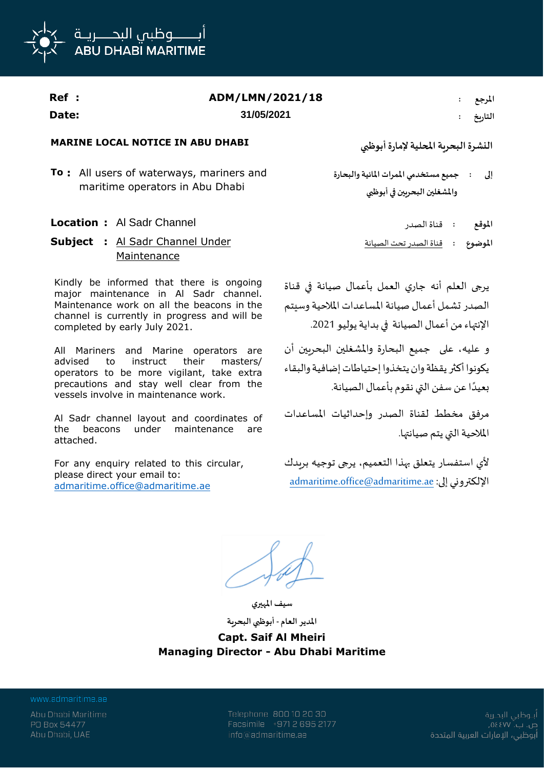أبـــــوظبي البحـــــرية
ABU DHABI MARITIME

**Ref :** ADM/LMN/2021/18 : المرجع

**Date:** 31/05/2021 : التاريخ

**MARINE LOCAL NOTICE IN ABU DHABI**

**النشرة البحرية المحلية لإمارة أبوظبي**

**To :** All users of waterways, mariners and maritime operators in Abu Dhabi

**إلى : جميع مستخدمي الممرات المائية والبحارة والمشغلين البحريين في أبوظبي**

**Location :** Al Sadr Channel

**الموقع :** قناة الصدر

**Subject :** Al Sadr Channel Under Maintenance

**الموضوع :** قناة الصدر تحت الصيانة

Kindly be informed that there is ongoing major maintenance in Al Sadr channel. Maintenance work on all the beacons in the channel is currently in progress and will be completed by early July 2021.

All Mariners and Marine operators are advised to instruct their masters/ operators to be more vigilant, take extra precautions and stay well clear from the vessels involve in maintenance work.

Al Sadr channel layout and coordinates of the beacons under maintenance are attached.

For any enquiry related to this circular, please direct your email to: admaritime.office@admaritime.ae

يرجى العلم أنه جاري العمل بأعمال صيانة في قناة الصدر تشمل أعمال صيانة المساعدات الملاحية وسيتم الإنتهاء من أعمال الصيانة في بداية يوليو 2021.

و عليه، على جميع البحارة والمشغلين البحريين أن يكونوا أكثر يقظة وان يتخذوا إحتياطات إضافية والبقاء بعيدًا عن سفن التي تقوم بأعمال الصيانة.

مرفق مخطط لقناة الصدر وإحداثيات المساعدات الملاحية التي يتم صيانتها.

لأي استفسار يتعلق بهذا التعميم، يرجى توجيه بريدك الإلكتروني إلى: admaritime.office@admaritime.ae

سيف المهيري

المدير العام - أبوظبي البحرية

**Capt. Saif Al Mheiri**

**Managing Director - Abu Dhabi Maritime**

www.admaritime.ae

Abu Dhabi Maritime
PO Box 54477
Abu Dhabi, UAE

Telephone 800 10 20 30
Facsimile +971 2 695 2177
info@admaritime.ae

أبوظبي البحرية
ص.ب. ٥٤٤٧٧
أبوظبي، الإمارات العربية المتحدة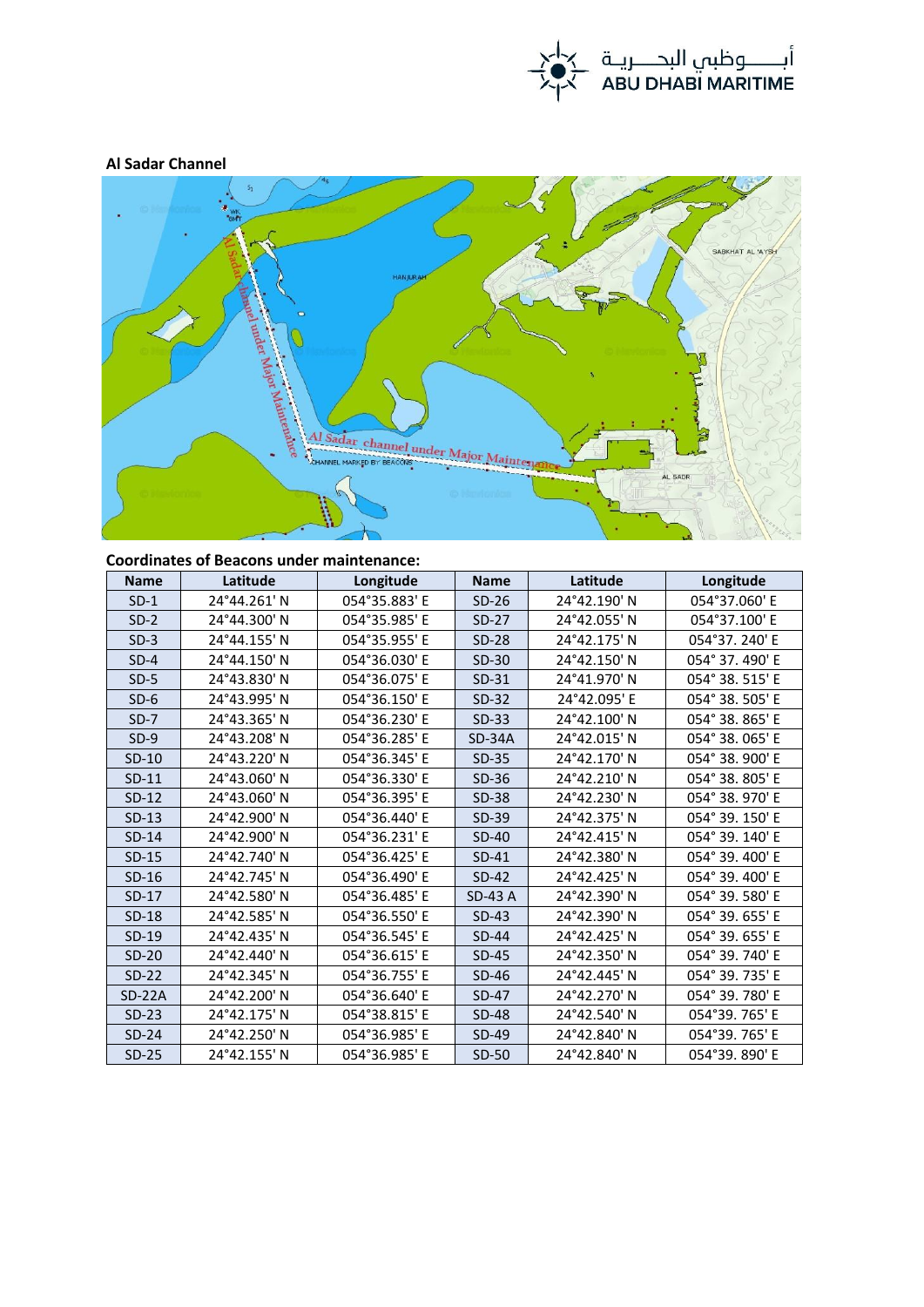**Al Sadar Channel**

**Coordinates of Beacons under maintenance:**

| Name | Latitude | Longitude | Name | Latitude | Longitude |
|---|---|---|---|---|---|
| SD-1 | 24°44.261' N | 054°35.883' E | SD-26 | 24°42.190' N | 054°37.060' E |
| SD-2 | 24°44.300' N | 054°35.985' E | SD-27 | 24°42.055' N | 054°37.100' E |
| SD-3 | 24°44.155' N | 054°35.955' E | SD-28 | 24°42.175' N | 054°37. 240' E |
| SD-4 | 24°44.150' N | 054°36.030' E | SD-30 | 24°42.150' N | 054° 37. 490' E |
| SD-5 | 24°43.830' N | 054°36.075' E | SD-31 | 24°41.970' N | 054° 38. 515' E |
| SD-6 | 24°43.995' N | 054°36.150' E | SD-32 | 24°42.095' E | 054° 38. 505' E |
| SD-7 | 24°43.365' N | 054°36.230' E | SD-33 | 24°42.100' N | 054° 38. 865' E |
| SD-9 | 24°43.208' N | 054°36.285' E | SD-34A | 24°42.015' N | 054° 38. 065' E |
| SD-10 | 24°43.220' N | 054°36.345' E | SD-35 | 24°42.170' N | 054° 38. 900' E |
| SD-11 | 24°43.060' N | 054°36.330' E | SD-36 | 24°42.210' N | 054° 38. 805' E |
| SD-12 | 24°43.060' N | 054°36.395' E | SD-38 | 24°42.230' N | 054° 38. 970' E |
| SD-13 | 24°42.900' N | 054°36.440' E | SD-39 | 24°42.375' N | 054° 39. 150' E |
| SD-14 | 24°42.900' N | 054°36.231' E | SD-40 | 24°42.415' N | 054° 39. 140' E |
| SD-15 | 24°42.740' N | 054°36.425' E | SD-41 | 24°42.380' N | 054° 39. 400' E |
| SD-16 | 24°42.745' N | 054°36.490' E | SD-42 | 24°42.425' N | 054° 39. 400' E |
| SD-17 | 24°42.580' N | 054°36.485' E | SD-43 A | 24°42.390' N | 054° 39. 580' E |
| SD-18 | 24°42.585' N | 054°36.550' E | SD-43 | 24°42.390' N | 054° 39. 655' E |
| SD-19 | 24°42.435' N | 054°36.545' E | SD-44 | 24°42.425' N | 054° 39. 655' E |
| SD-20 | 24°42.440' N | 054°36.615' E | SD-45 | 24°42.350' N | 054° 39. 740' E |
| SD-22 | 24°42.345' N | 054°36.755' E | SD-46 | 24°42.445' N | 054° 39. 735' E |
| SD-22A | 24°42.200' N | 054°36.640' E | SD-47 | 24°42.270' N | 054° 39. 780' E |
| SD-23 | 24°42.175' N | 054°38.815' E | SD-48 | 24°42.540' N | 054°39. 765' E |
| SD-24 | 24°42.250' N | 054°36.985' E | SD-49 | 24°42.840' N | 054°39. 765' E |
| SD-25 | 24°42.155' N | 054°36.985' E | SD-50 | 24°42.840' N | 054°39. 890' E |